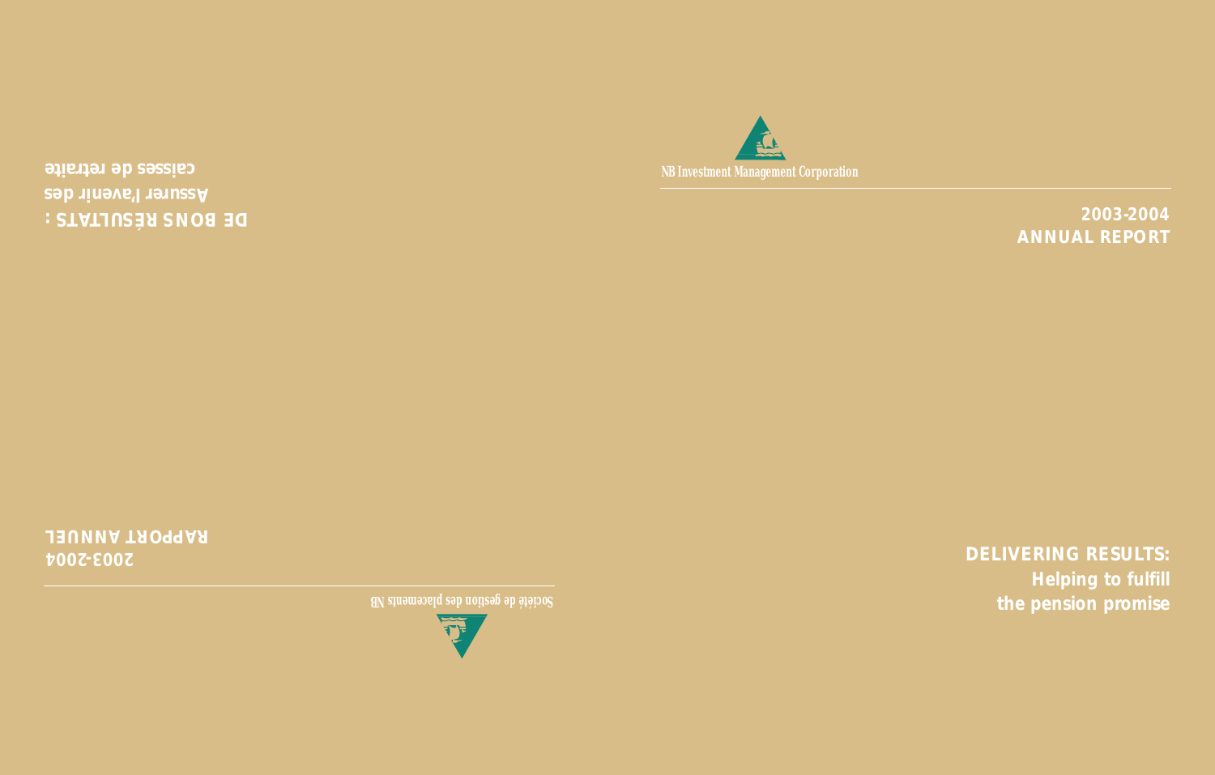NB Investment Management Corporation

# 2003-2004 ANNUAL REPORT

## DELIVERING RESULTS: Helping to fulfill the pension promise

Société de gestion des placements NB

# RAPPORT ANNUEL 2003-2004

## DE BONS RÉSULTATS : Assurer l'avenir des caisses de retraite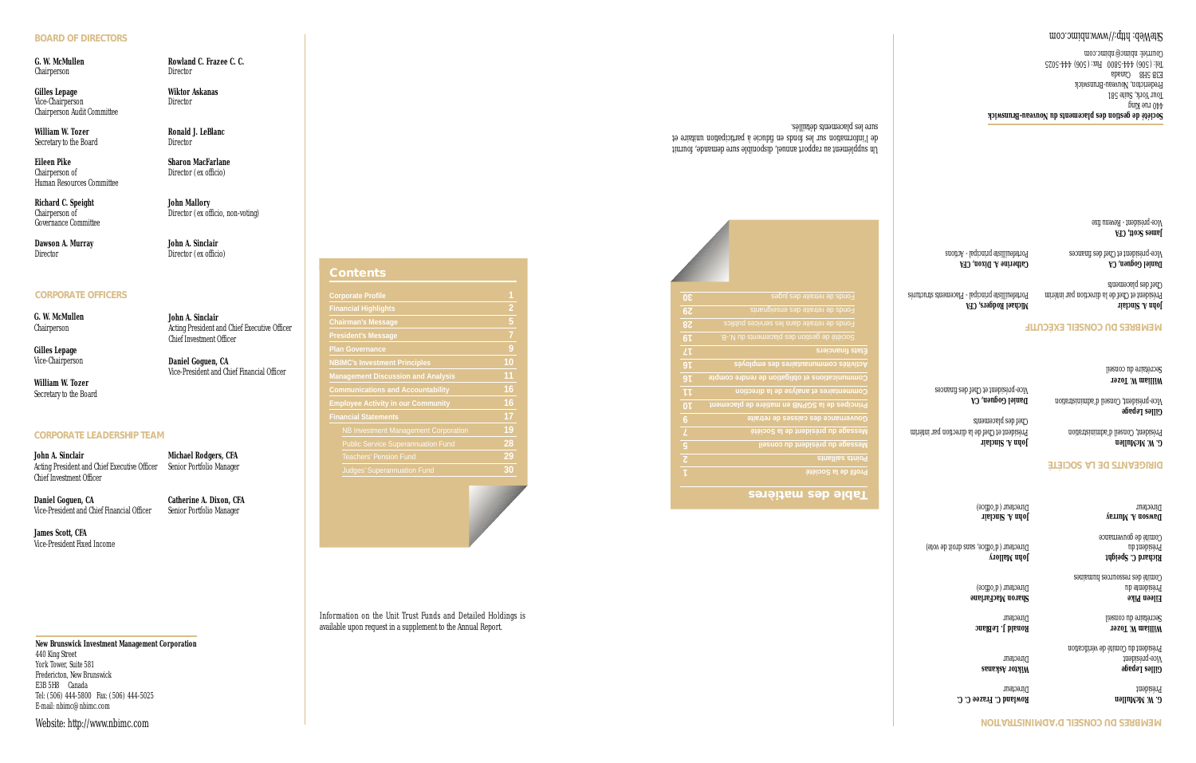## BOARD OF DIRECTORS

**G. W. McMullen**
Chairperson

**Gilles Lepage**
Vice-Chairperson
Chairperson Audit Committee

**William W. Tozer**
Secretary to the Board

**Eileen Pike**
Chairperson of
Human Resources Committee

**Richard C. Speight**
Chairperson of
Governance Committee

**Dawson A. Murray**
Director

**Rowland C. Frazee C. C.**
Director

**Wiktor Askanas**
Director

**Ronald J. LeBlanc**
Director

**Sharon MacFarlane**
Director (ex officio)

**John Mallory**
Director (ex officio, non-voting)

**John A. Sinclair**
Director (ex officio)

## CORPORATE OFFICERS

**G. W. McMullen**
Chairperson

**Gilles Lepage**
Vice-Chairperson

**William W. Tozer**
Secretary to the Board

**John A. Sinclair**
Acting President and Chief Executive Officer
Chief Investment Officer

**Daniel Goguen, CA**
Vice-President and Chief Financial Officer

## CORPORATE LEADERSHIP TEAM

**John A. Sinclair**
Acting President and Chief Executive Officer
Chief Investment Officer

**Daniel Goguen, CA**
Vice-President and Chief Financial Officer

**James Scott, CFA**
Vice-President Fixed Income

**Michael Rodgers, CFA**
Senior Portfolio Manager

**Catherine A. Dixon, CFA**
Senior Portfolio Manager

**New Brunswick Investment Management Corporation**
440 King Street
York Tower, Suite 581
Fredericton, New Brunswick
E3B 5H8 Canada
Tel: (506) 444-5800 Fax: (506) 444-5025
E-mail: nbimc@nbimc.com

Website: http://www.nbimc.com

## Contents

| | |
|---|---|
| Corporate Profile | 1 |
| Financial Highlights | 2 |
| Chairman's Message | 5 |
| President's Message | 7 |
| Plan Governance | 9 |
| NBIMC's Investment Principles | 10 |
| Management Discussion and Analysis | 11 |
| Communications and Accountability | 16 |
| Employee Activity in our Community | 16 |
| Financial Statements | 17 |
| NB Investment Management Corporation | 19 |
| Public Service Superannuation Fund | 28 |
| Teachers' Pension Fund | 29 |
| Judges' Superannuation Fund | 30 |

Information on the Unit Trust Funds and Detailed Holdings is available upon request in a supplement to the Annual Report.

## Table des matières

| | |
|---|---|
| Profil de la Société | 1 |
| Points saillants | 2 |
| Message du président du conseil | 5 |
| Message du président de la Société | 7 |
| Gouvernance des caisses de retraite | 9 |
| Principes de la SGPNB en matière de placement | 10 |
| Commentaires et analyse de la direction | 11 |
| Communications et obligation de rendre compte | 16 |
| Activités communautaires des employés | 16 |
| États financiers | 17 |
| Société de gestion des placements du N.-B. | 19 |
| Fonds de retraite dans les services publics | 28 |
| Fonds de retraite des enseignants | 29 |
| Fonds de retraite des juges | 30 |

Un supplément au rapport annuel, disponible sur demande, fournit de l'information sur les fonds en fiducie à participation unitaire et sur les placements détaillés.

## MEMBRES DU CONSEIL D'ADMINISTRATION

**G. W. McMullen**
Président

**Gilles Lepage**
Vice-président
Président du Comité de vérification

**William W. Tozer**
Secrétaire du conseil

**Eileen Pike**
Présidente du
Comité des ressources humaines

**Richard C. Speight**
Président du
Comité de gouvernance

**Dawson A. Murray**
Directeur

**Rowland C. Frazee C. C.**
Directeur

**Wiktor Askanas**
Directeur

**Ronald J. LeBlanc**
Directeur

**Sharon MacFarlane**
Directrice (d'office)

**John Mallory**
Directeur (d'office, sans droit de vote)

**John A. Sinclair**
Directeur (d'office)

## DIRIGEANTS DE LA SOCIÉTÉ

**G. W. McMullen**
Président, Conseil d'administration

**Gilles Lepage**
Vice-président, Conseil d'administration

**William W. Tozer**
Secrétaire du conseil

**John A. Sinclair**
Président et Chef de la direction par intérim
Chef des placements

**Daniel Goguen, CA**
Vice-président et Chef des finances

## MEMBRES DU CONSEIL EXÉCUTIF

**John A. Sinclair**
Président et Chef de la direction par intérim
Chef des placements

**Daniel Goguen, CA**
Vice-président et Chef des finances

**James Scott, CFA**
Vice-président - Revenu fixe

**Michael Rodgers, CFA**
Portefeuilliste principal - Placements structurés

**Catherine A. Dixon, CFA**
Portefeuilliste principale - Actions

**Société de gestion des placements du Nouveau-Brunswick**
440 rue King
Tour York, Suite 581
Fredericton, Nouveau-Brunswick
E3B 5H8 Canada
Tél: (506) 444-5800 Fax: (506) 444-5025
Courriel: nbimc@nbimc.com

SiteWeb: http://www.nbimc.com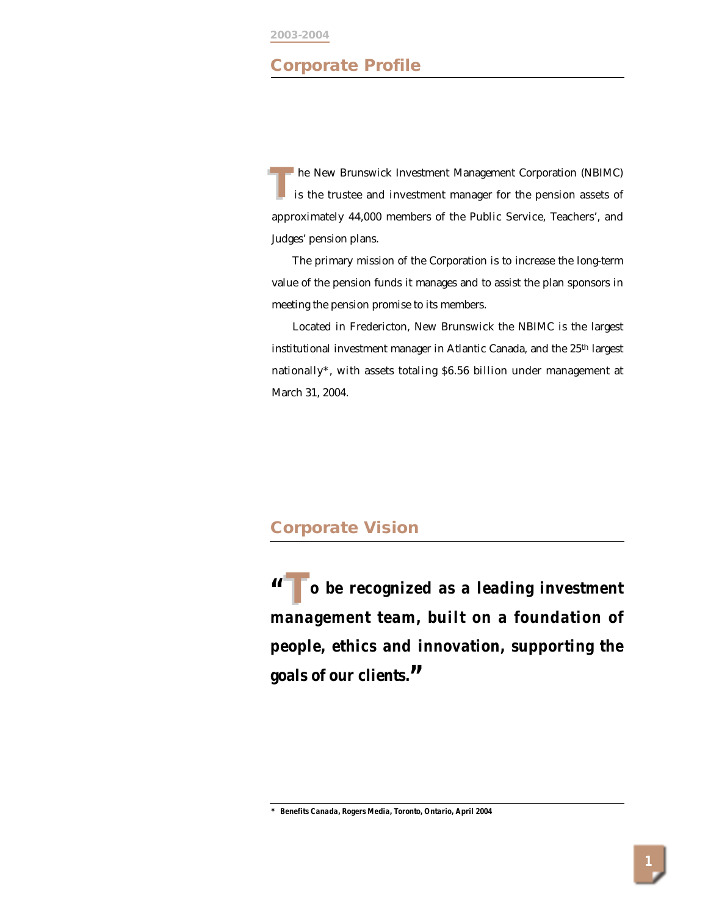## Corporate Profile

The New Brunswick Investment Management Corporation (NBIMC) is the trustee and investment manager for the pension assets of approximately 44,000 members of the Public Service, Teachers', and Judges' pension plans.

The primary mission of the Corporation is to increase the long-term value of the pension funds it manages and to assist the plan sponsors in meeting the pension promise to its members.

Located in Fredericton, New Brunswick the NBIMC is the largest institutional investment manager in Atlantic Canada, and the 25th largest nationally*, with assets totaling $6.56 billion under management at March 31, 2004.

## Corporate Vision

***"To be recognized as a leading investment management team, built on a foundation of people, ethics and innovation, supporting the goals of our clients."***

---

*\* Benefits Canada, Rogers Media, Toronto, Ontario, April 2004*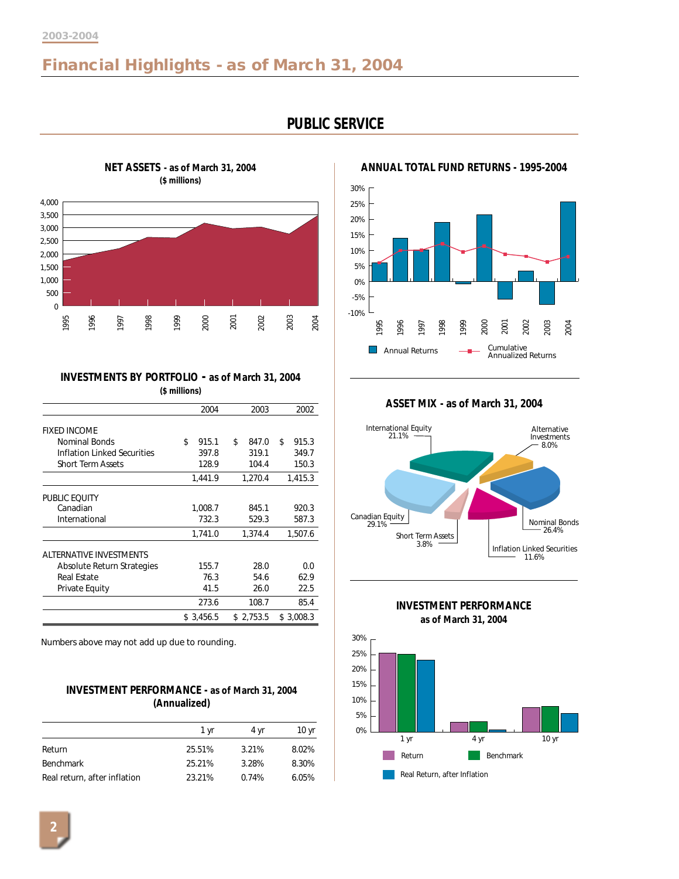# Financial Highlights - as of March 31, 2004

## PUBLIC SERVICE

### NET ASSETS - as of March 31, 2004
($ millions)

### ANNUAL TOTAL FUND RETURNS - 1995-2004

### INVESTMENTS BY PORTFOLIO - as of March 31, 2004
($ millions)

| | 2004 | 2003 | 2002 |
|---|---|---|---|
| FIXED INCOME | | | |
| Nominal Bonds | $ 915.1 | $ 847.0 | $ 915.3 |
| Inflation Linked Securities | 397.8 | 319.1 | 349.7 |
| Short Term Assets | 128.9 | 104.4 | 150.3 |
| | 1,441.9 | 1,270.4 | 1,415.3 |
| PUBLIC EQUITY | | | |
| Canadian | 1,008.7 | 845.1 | 920.3 |
| International | 732.3 | 529.3 | 587.3 |
| | 1,741.0 | 1,374.4 | 1,507.6 |
| ALTERNATIVE INVESTMENTS | | | |
| Absolute Return Strategies | 155.7 | 28.0 | 0.0 |
| Real Estate | 76.3 | 54.6 | 62.9 |
| Private Equity | 41.5 | 26.0 | 22.5 |
| | 273.6 | 108.7 | 85.4 |
| | $ 3,456.5 | $ 2,753.5 | $ 3,008.3 |

Numbers above may not add up due to rounding.

### ASSET MIX - as of March 31, 2004

- International Equity 21.1%
- Alternative Investments 8.0%
- Nominal Bonds 26.4%
- Inflation Linked Securities 11.6%
- Short Term Assets 3.8%
- Canadian Equity 29.1%

### INVESTMENT PERFORMANCE - as of March 31, 2004
(Annualized)

| | 1 yr | 4 yr | 10 yr |
|---|---|---|---|
| Return | 25.51% | 3.21% | 8.02% |
| Benchmark | 25.21% | 3.28% | 8.30% |
| Real return, after inflation | 23.21% | 0.74% | 6.05% |

### INVESTMENT PERFORMANCE
as of March 31, 2004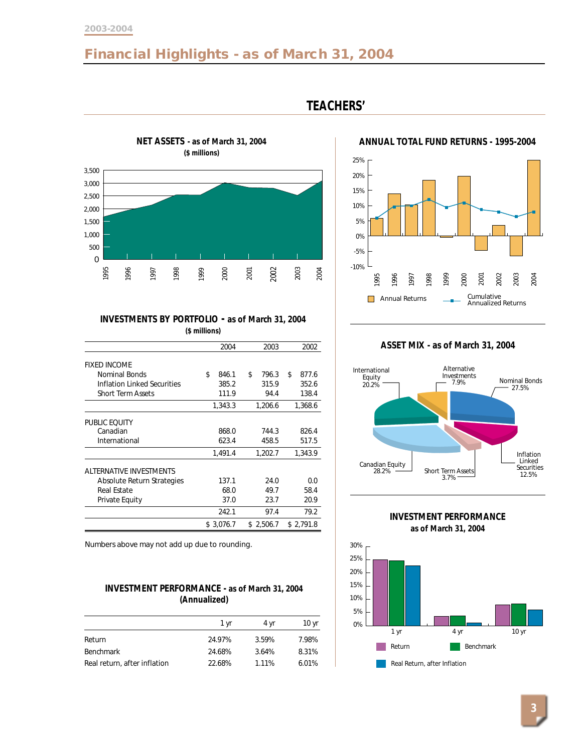# Financial Highlights - as of March 31, 2004

## TEACHERS'

### NET ASSETS - as of March 31, 2004
($ millions)

### ANNUAL TOTAL FUND RETURNS - 1995-2004

Annual Returns | Cumulative Annualized Returns

### INVESTMENTS BY PORTFOLIO - as of March 31, 2004
($ millions)

| | 2004 | 2003 | 2002 |
|---|---|---|---|
| FIXED INCOME | | | |
| Nominal Bonds | $ 846.1 | $ 796.3 | $ 877.6 |
| Inflation Linked Securities | 385.2 | 315.9 | 352.6 |
| Short Term Assets | 111.9 | 94.4 | 138.4 |
| | 1,343.3 | 1,206.6 | 1,368.6 |
| PUBLIC EQUITY | | | |
| Canadian | 868.0 | 744.3 | 826.4 |
| International | 623.4 | 458.5 | 517.5 |
| | 1,491.4 | 1,202.7 | 1,343.9 |
| ALTERNATIVE INVESTMENTS | | | |
| Absolute Return Strategies | 137.1 | 24.0 | 0.0 |
| Real Estate | 68.0 | 49.7 | 58.4 |
| Private Equity | 37.0 | 23.7 | 20.9 |
| | 242.1 | 97.4 | 79.2 |
| | $ 3,076.7 | $ 2,506.7 | $ 2,791.8 |

Numbers above may not add up due to rounding.

### ASSET MIX - as of March 31, 2004

- International Equity 20.2%
- Alternative Investments 7.9%
- Nominal Bonds 27.5%
- Inflation Linked Securities 12.5%
- Short Term Assets 3.7%
- Canadian Equity 28.2%

### INVESTMENT PERFORMANCE - as of March 31, 2004
(Annualized)

| | 1 yr | 4 yr | 10 yr |
|---|---|---|---|
| Return | 24.97% | 3.59% | 7.98% |
| Benchmark | 24.68% | 3.64% | 8.31% |
| Real return, after inflation | 22.68% | 1.11% | 6.01% |

### INVESTMENT PERFORMANCE
as of March 31, 2004

Return | Benchmark | Real Return, after Inflation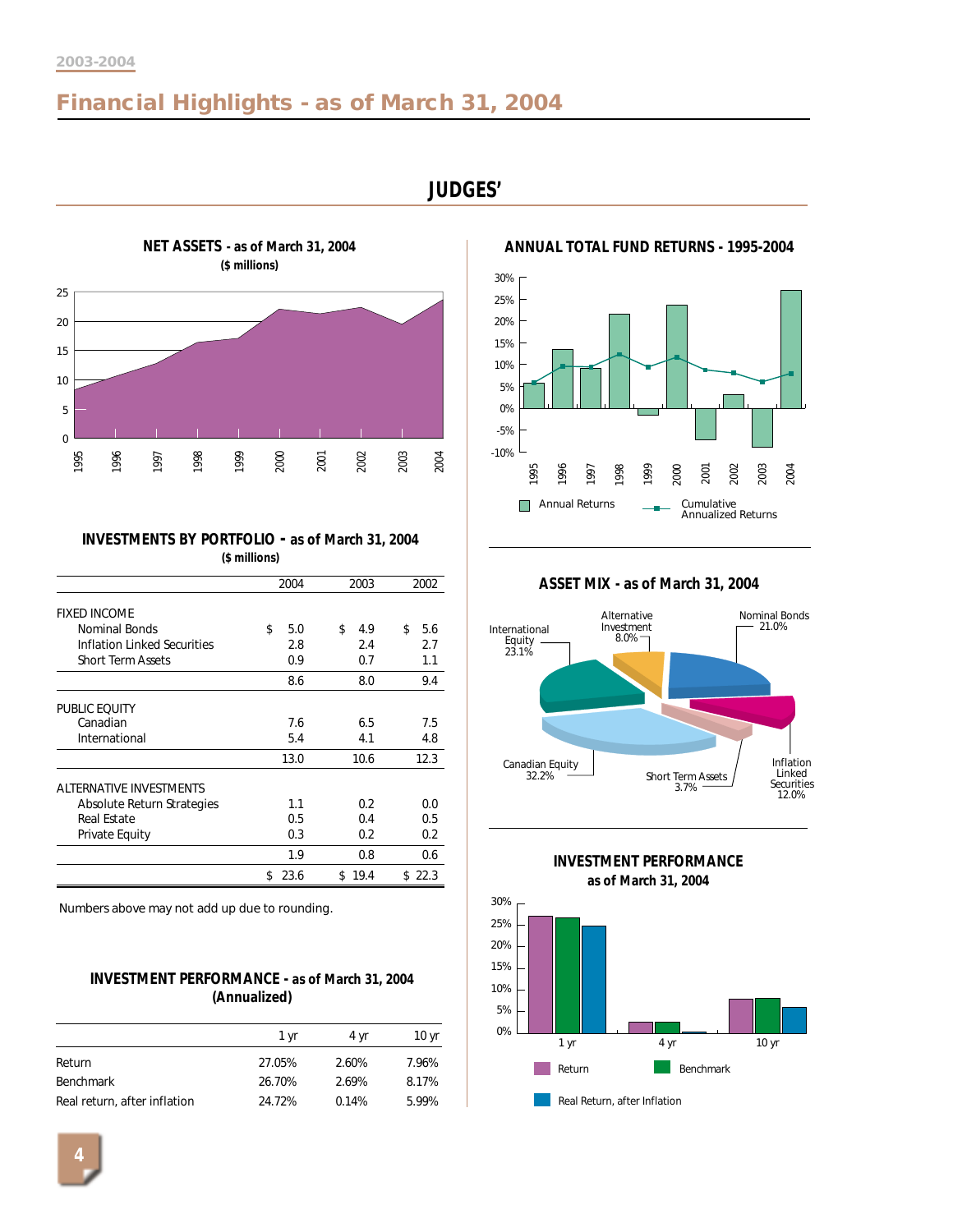# Financial Highlights - as of March 31, 2004

## JUDGES'

### NET ASSETS - as of March 31, 2004
($ millions)

### ANNUAL TOTAL FUND RETURNS - 1995-2004

Annual Returns — Cumulative Annualized Returns

### INVESTMENTS BY PORTFOLIO - as of March 31, 2004
($ millions)

| | 2004 | 2003 | 2002 |
|---|---|---|---|
| FIXED INCOME | | | |
| Nominal Bonds | $ 5.0 | $ 4.9 | $ 5.6 |
| Inflation Linked Securities | 2.8 | 2.4 | 2.7 |
| Short Term Assets | 0.9 | 0.7 | 1.1 |
| | 8.6 | 8.0 | 9.4 |
| PUBLIC EQUITY | | | |
| Canadian | 7.6 | 6.5 | 7.5 |
| International | 5.4 | 4.1 | 4.8 |
| | 13.0 | 10.6 | 12.3 |
| ALTERNATIVE INVESTMENTS | | | |
| Absolute Return Strategies | 1.1 | 0.2 | 0.0 |
| Real Estate | 0.5 | 0.4 | 0.5 |
| Private Equity | 0.3 | 0.2 | 0.2 |
| | 1.9 | 0.8 | 0.6 |
| | $ 23.6 | $ 19.4 | $ 22.3 |

Numbers above may not add up due to rounding.

### ASSET MIX - as of March 31, 2004

| Asset | % |
|---|---|
| Nominal Bonds | 21.0% |
| Inflation Linked Securities | 12.0% |
| Short Term Assets | 3.7% |
| Canadian Equity | 32.2% |
| International Equity | 23.1% |
| Alternative Investment | 8.0% |

### INVESTMENT PERFORMANCE - as of March 31, 2004
(Annualized)

| | 1 yr | 4 yr | 10 yr |
|---|---|---|---|
| Return | 27.05% | 2.60% | 7.96% |
| Benchmark | 26.70% | 2.69% | 8.17% |
| Real return, after inflation | 24.72% | 0.14% | 5.99% |

### INVESTMENT PERFORMANCE
as of March 31, 2004

Return — Benchmark — Real Return, after Inflation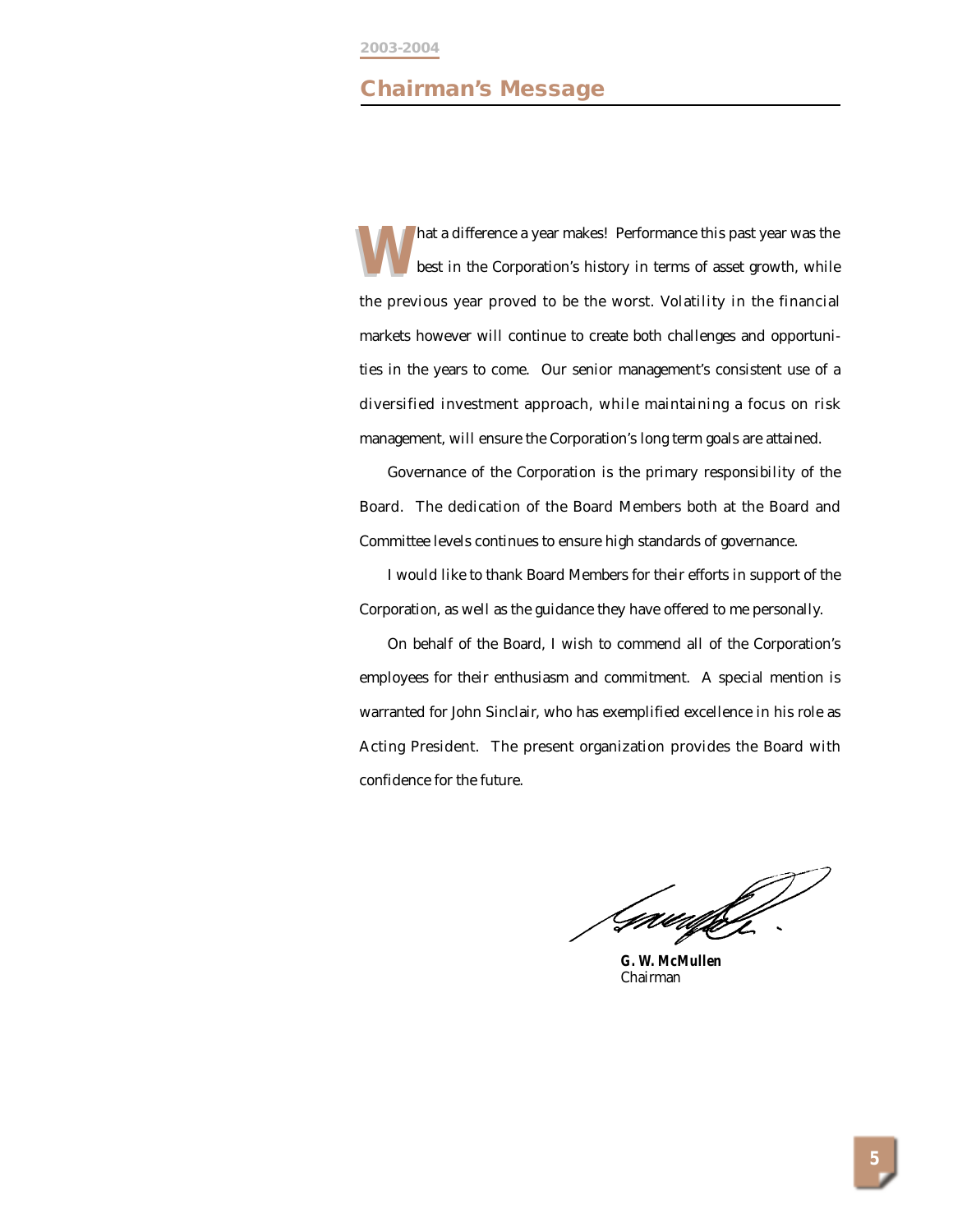2003-2004

## Chairman's Message

What a difference a year makes! Performance this past year was the best in the Corporation's history in terms of asset growth, while the previous year proved to be the worst. Volatility in the financial markets however will continue to create both challenges and opportunities in the years to come. Our senior management's consistent use of a diversified investment approach, while maintaining a focus on risk management, will ensure the Corporation's long term goals are attained.

Governance of the Corporation is the primary responsibility of the Board. The dedication of the Board Members both at the Board and Committee levels continues to ensure high standards of governance.

I would like to thank Board Members for their efforts in support of the Corporation, as well as the guidance they have offered to me personally.

On behalf of the Board, I wish to commend all of the Corporation's employees for their enthusiasm and commitment. A special mention is warranted for John Sinclair, who has exemplified excellence in his role as Acting President. The present organization provides the Board with confidence for the future.

**G. W. McMullen**
Chairman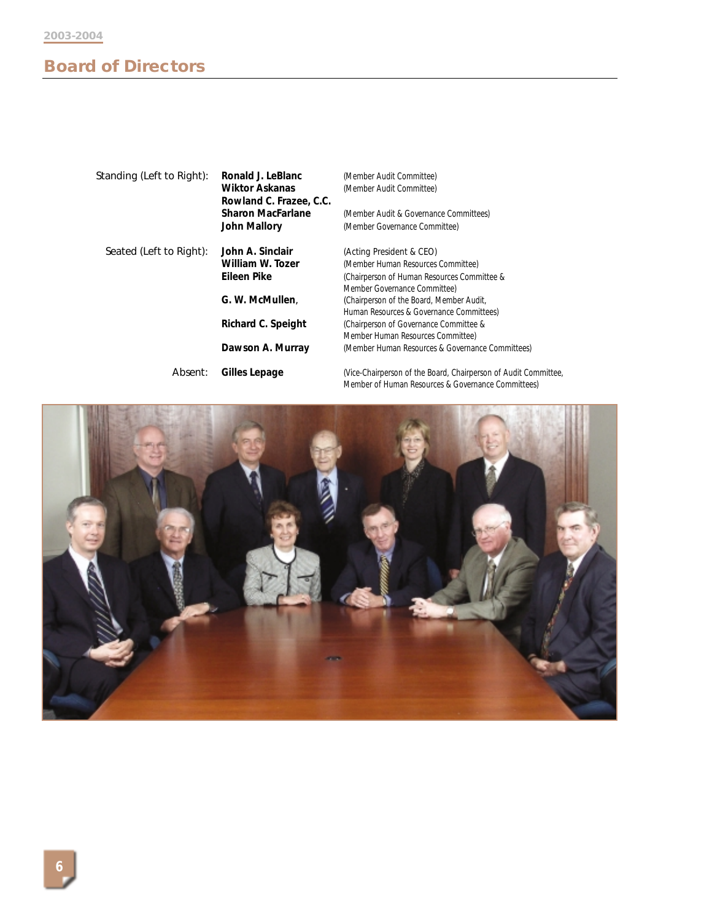## Board of Directors

| | | |
|---|---|---|
| Standing (Left to Right): | **Ronald J. LeBlanc** | (Member Audit Committee) |
| | **Wiktor Askanas** | (Member Audit Committee) |
| | **Rowland C. Frazee, C.C.** | |
| | **Sharon MacFarlane** | (Member Audit & Governance Committees) |
| | **John Mallory** | (Member Governance Committee) |
| Seated (Left to Right): | **John A. Sinclair** | (Acting President & CEO) |
| | **William W. Tozer** | (Member Human Resources Committee) |
| | **Eileen Pike** | (Chairperson of Human Resources Committee & Member Governance Committee) |
| | **G. W. McMullen**, | (Chairperson of the Board, Member Audit, Human Resources & Governance Committees) |
| | **Richard C. Speight** | (Chairperson of Governance Committee & Member Human Resources Committee) |
| | **Dawson A. Murray** | (Member Human Resources & Governance Committees) |
| Absent: | **Gilles Lepage** | (Vice-Chairperson of the Board, Chairperson of Audit Committee, Member of Human Resources & Governance Committees) |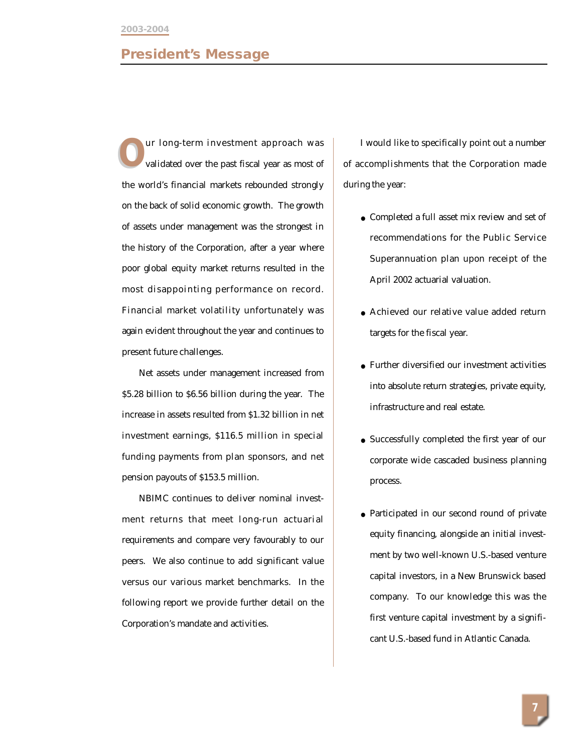## President's Message

Our long-term investment approach was validated over the past fiscal year as most of the world's financial markets rebounded strongly on the back of solid economic growth. The growth of assets under management was the strongest in the history of the Corporation, after a year where poor global equity market returns resulted in the most disappointing performance on record. Financial market volatility unfortunately was again evident throughout the year and continues to present future challenges.

Net assets under management increased from $5.28 billion to $6.56 billion during the year. The increase in assets resulted from $1.32 billion in net investment earnings, $116.5 million in special funding payments from plan sponsors, and net pension payouts of $153.5 million.

NBIMC continues to deliver nominal investment returns that meet long-run actuarial requirements and compare very favourably to our peers. We also continue to add significant value versus our various market benchmarks. In the following report we provide further detail on the Corporation's mandate and activities.

I would like to specifically point out a number of accomplishments that the Corporation made during the year:

- Completed a full asset mix review and set of recommendations for the Public Service Superannuation plan upon receipt of the April 2002 actuarial valuation.
- Achieved our relative value added return targets for the fiscal year.
- Further diversified our investment activities into absolute return strategies, private equity, infrastructure and real estate.
- Successfully completed the first year of our corporate wide cascaded business planning process.
- Participated in our second round of private equity financing, alongside an initial investment by two well-known U.S.-based venture capital investors, in a New Brunswick based company. To our knowledge this was the first venture capital investment by a significant U.S.-based fund in Atlantic Canada.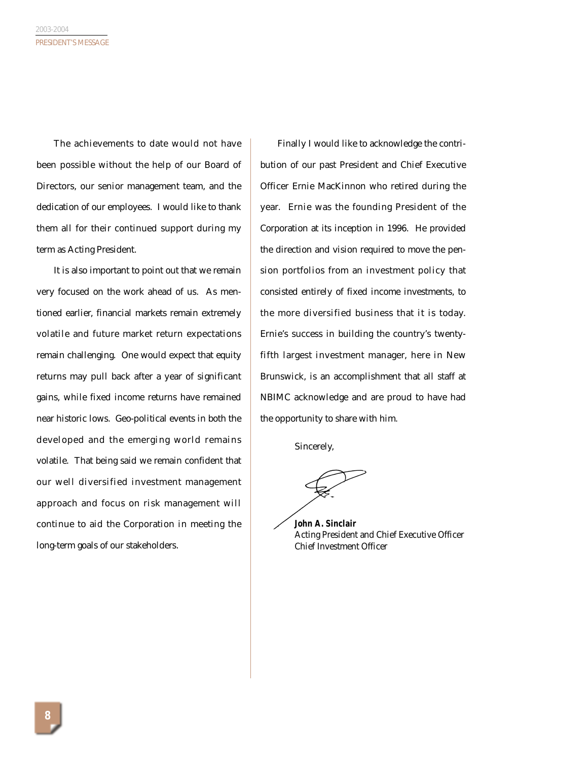The achievements to date would not have been possible without the help of our Board of Directors, our senior management team, and the dedication of our employees. I would like to thank them all for their continued support during my term as Acting President.

It is also important to point out that we remain very focused on the work ahead of us. As mentioned earlier, financial markets remain extremely volatile and future market return expectations remain challenging. One would expect that equity returns may pull back after a year of significant gains, while fixed income returns have remained near historic lows. Geo-political events in both the developed and the emerging world remains volatile. That being said we remain confident that our well diversified investment management approach and focus on risk management will continue to aid the Corporation in meeting the long-term goals of our stakeholders.

Finally I would like to acknowledge the contribution of our past President and Chief Executive Officer Ernie MacKinnon who retired during the year. Ernie was the founding President of the Corporation at its inception in 1996. He provided the direction and vision required to move the pension portfolios from an investment policy that consisted entirely of fixed income investments, to the more diversified business that it is today. Ernie's success in building the country's twenty-fifth largest investment manager, here in New Brunswick, is an accomplishment that all staff at NBIMC acknowledge and are proud to have had the opportunity to share with him.

Sincerely,

**John A. Sinclair**
Acting President and Chief Executive Officer
Chief Investment Officer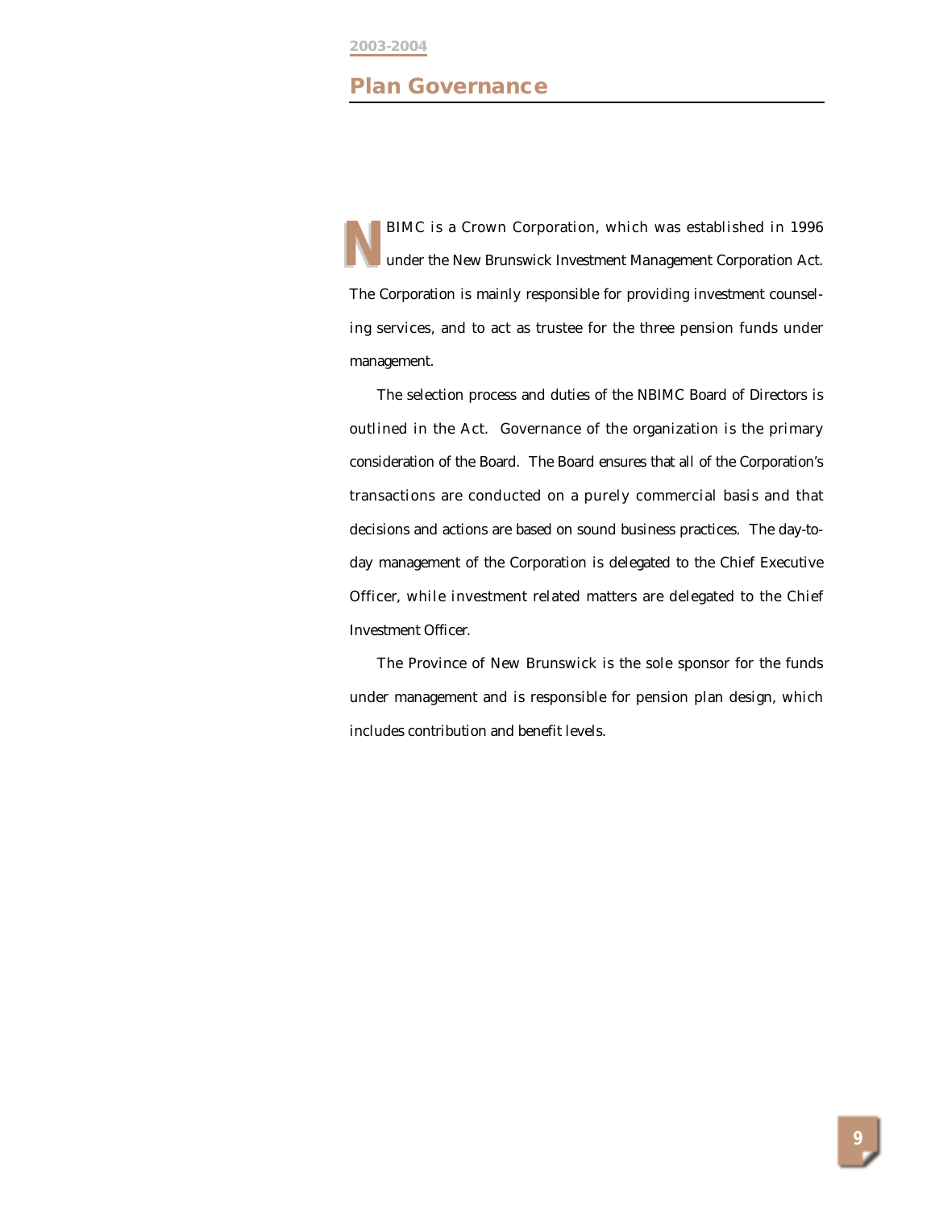## Plan Governance

NBIMC is a Crown Corporation, which was established in 1996 under the New Brunswick Investment Management Corporation Act. The Corporation is mainly responsible for providing investment counseling services, and to act as trustee for the three pension funds under management.

The selection process and duties of the NBIMC Board of Directors is outlined in the Act. Governance of the organization is the primary consideration of the Board. The Board ensures that all of the Corporation's transactions are conducted on a purely commercial basis and that decisions and actions are based on sound business practices. The day-to-day management of the Corporation is delegated to the Chief Executive Officer, while investment related matters are delegated to the Chief Investment Officer.

The Province of New Brunswick is the sole sponsor for the funds under management and is responsible for pension plan design, which includes contribution and benefit levels.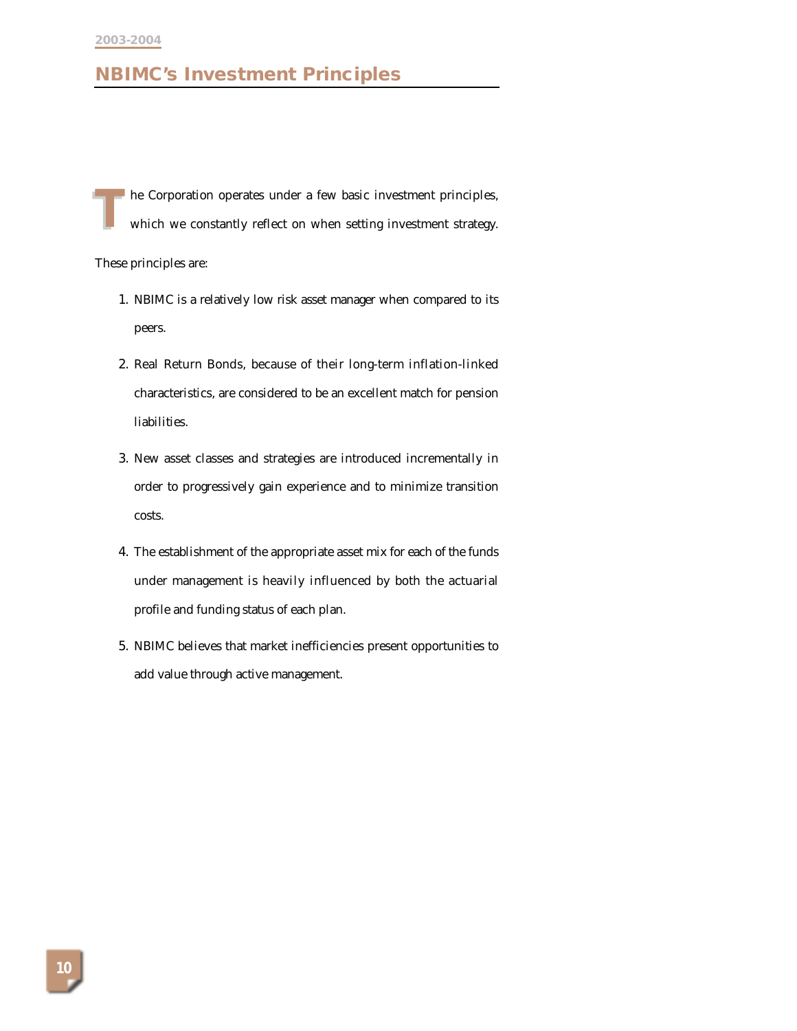## NBIMC's Investment Principles

The Corporation operates under a few basic investment principles, which we constantly reflect on when setting investment strategy.

These principles are:

1. NBIMC is a relatively low risk asset manager when compared to its peers.
2. Real Return Bonds, because of their long-term inflation-linked characteristics, are considered to be an excellent match for pension liabilities.
3. New asset classes and strategies are introduced incrementally in order to progressively gain experience and to minimize transition costs.
4. The establishment of the appropriate asset mix for each of the funds under management is heavily influenced by both the actuarial profile and funding status of each plan.
5. NBIMC believes that market inefficiencies present opportunities to add value through active management.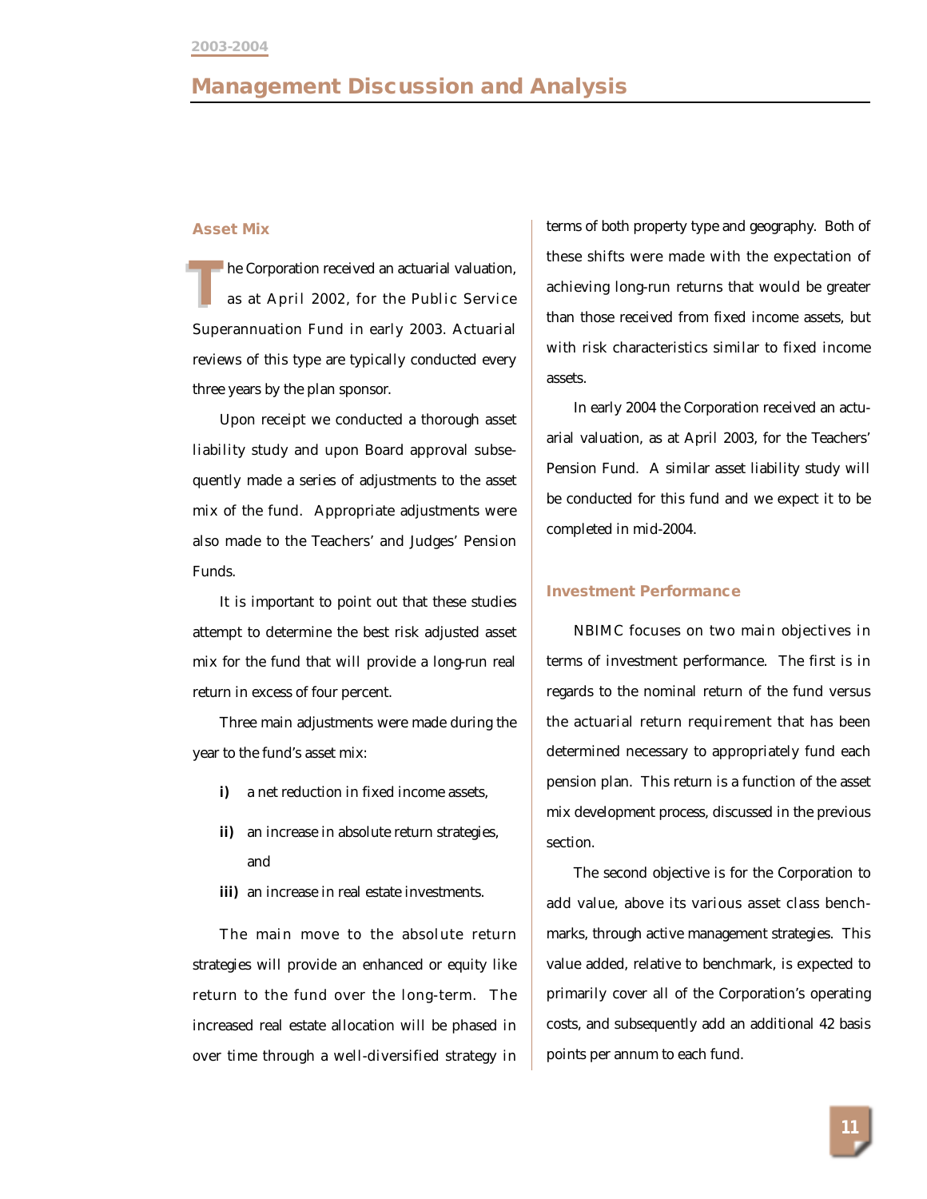## Management Discussion and Analysis

### Asset Mix

The Corporation received an actuarial valuation, as at April 2002, for the Public Service Superannuation Fund in early 2003. Actuarial reviews of this type are typically conducted every three years by the plan sponsor.

Upon receipt we conducted a thorough asset liability study and upon Board approval subsequently made a series of adjustments to the asset mix of the fund. Appropriate adjustments were also made to the Teachers' and Judges' Pension Funds.

It is important to point out that these studies attempt to determine the best risk adjusted asset mix for the fund that will provide a long-run real return in excess of four percent.

Three main adjustments were made during the year to the fund's asset mix:

- **i)** a net reduction in fixed income assets,
- **ii)** an increase in absolute return strategies, and
- **iii)** an increase in real estate investments.

The main move to the absolute return strategies will provide an enhanced or equity like return to the fund over the long-term. The increased real estate allocation will be phased in over time through a well-diversified strategy in terms of both property type and geography. Both of these shifts were made with the expectation of achieving long-run returns that would be greater than those received from fixed income assets, but with risk characteristics similar to fixed income assets.

In early 2004 the Corporation received an actuarial valuation, as at April 2003, for the Teachers' Pension Fund. A similar asset liability study will be conducted for this fund and we expect it to be completed in mid-2004.

### Investment Performance

NBIMC focuses on two main objectives in terms of investment performance. The first is in regards to the nominal return of the fund versus the actuarial return requirement that has been determined necessary to appropriately fund each pension plan. This return is a function of the asset mix development process, discussed in the previous section.

The second objective is for the Corporation to add value, above its various asset class benchmarks, through active management strategies. This value added, relative to benchmark, is expected to primarily cover all of the Corporation's operating costs, and subsequently add an additional 42 basis points per annum to each fund.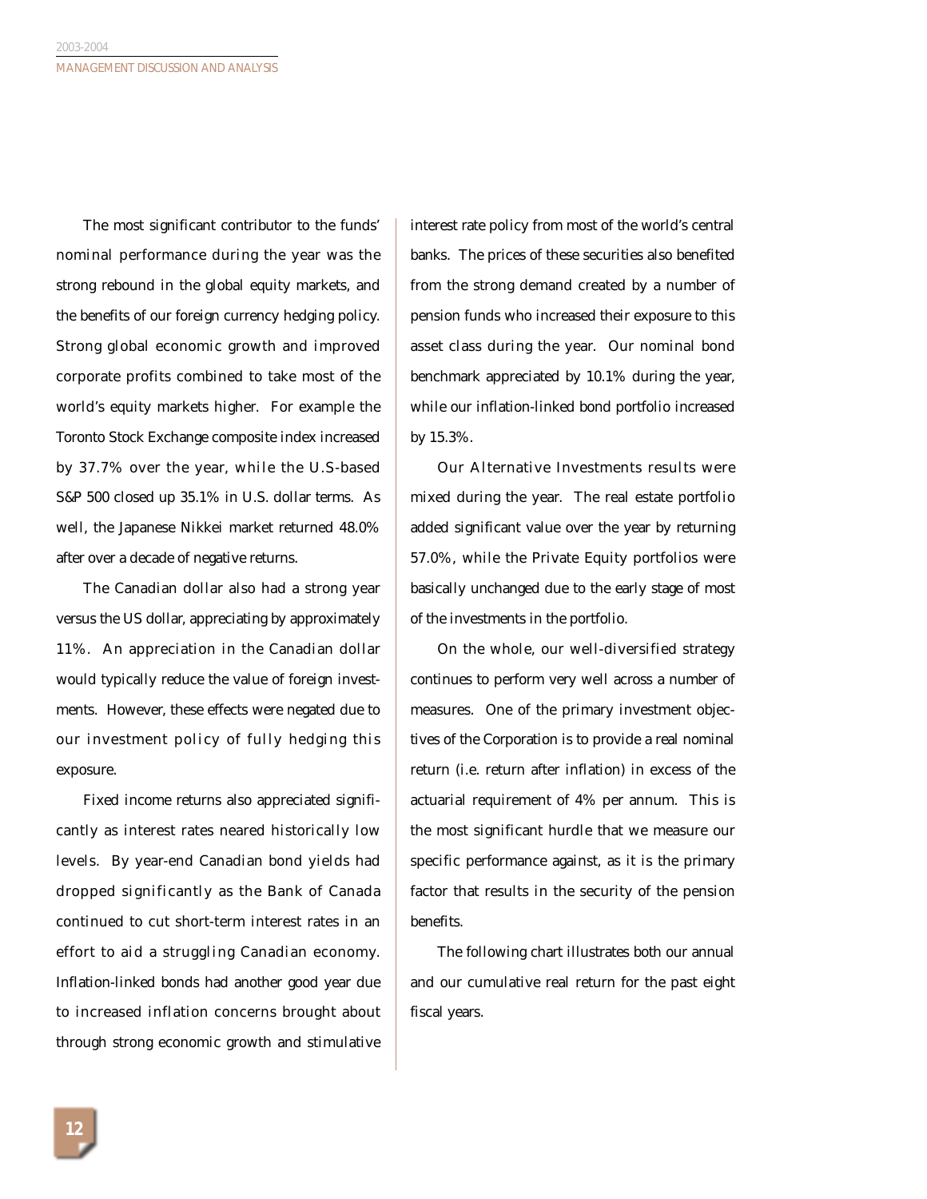The most significant contributor to the funds' nominal performance during the year was the strong rebound in the global equity markets, and the benefits of our foreign currency hedging policy. Strong global economic growth and improved corporate profits combined to take most of the world's equity markets higher. For example the Toronto Stock Exchange composite index increased by 37.7% over the year, while the U.S-based S&P 500 closed up 35.1% in U.S. dollar terms. As well, the Japanese Nikkei market returned 48.0% after over a decade of negative returns.

The Canadian dollar also had a strong year versus the US dollar, appreciating by approximately 11%. An appreciation in the Canadian dollar would typically reduce the value of foreign investments. However, these effects were negated due to our investment policy of fully hedging this exposure.

Fixed income returns also appreciated significantly as interest rates neared historically low levels. By year-end Canadian bond yields had dropped significantly as the Bank of Canada continued to cut short-term interest rates in an effort to aid a struggling Canadian economy. Inflation-linked bonds had another good year due to increased inflation concerns brought about through strong economic growth and stimulative interest rate policy from most of the world's central banks. The prices of these securities also benefited from the strong demand created by a number of pension funds who increased their exposure to this asset class during the year. Our nominal bond benchmark appreciated by 10.1% during the year, while our inflation-linked bond portfolio increased by 15.3%.

Our Alternative Investments results were mixed during the year. The real estate portfolio added significant value over the year by returning 57.0%, while the Private Equity portfolios were basically unchanged due to the early stage of most of the investments in the portfolio.

On the whole, our well-diversified strategy continues to perform very well across a number of measures. One of the primary investment objectives of the Corporation is to provide a real nominal return (i.e. return after inflation) in excess of the actuarial requirement of 4% per annum. This is the most significant hurdle that we measure our specific performance against, as it is the primary factor that results in the security of the pension benefits.

The following chart illustrates both our annual and our cumulative real return for the past eight fiscal years.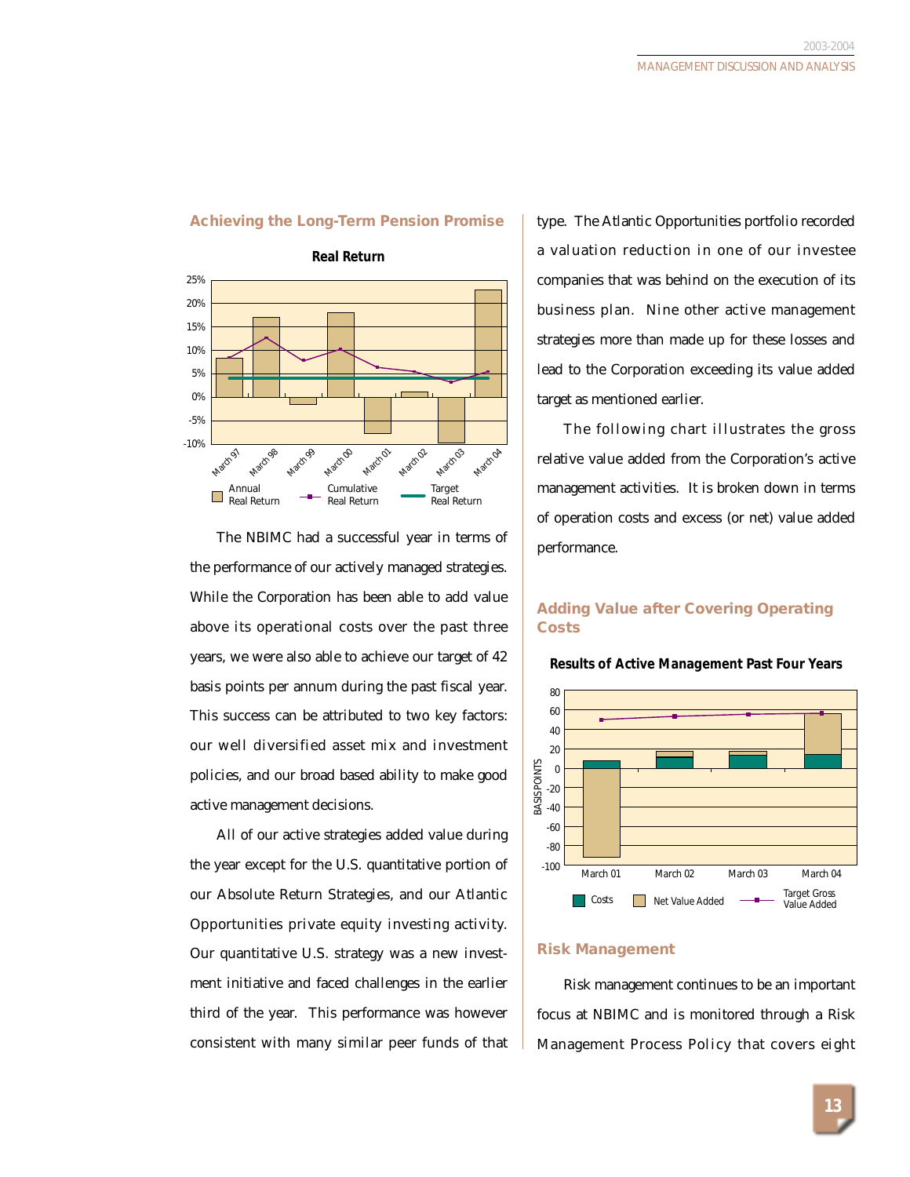## Achieving the Long-Term Pension Promise

**Real Return**

Annual Real Return — Cumulative Real Return — Target Real Return

March 97, March 98, March 99, March 00, March 01, March 02, March 03, March 04

The NBIMC had a successful year in terms of the performance of our actively managed strategies. While the Corporation has been able to add value above its operational costs over the past three years, we were also able to achieve our target of 42 basis points per annum during the past fiscal year. This success can be attributed to two key factors: our well diversified asset mix and investment policies, and our broad based ability to make good active management decisions.

All of our active strategies added value during the year except for the U.S. quantitative portion of our Absolute Return Strategies, and our Atlantic Opportunities private equity investing activity. Our quantitative U.S. strategy was a new investment initiative and faced challenges in the earlier third of the year. This performance was however consistent with many similar peer funds of that type. The Atlantic Opportunities portfolio recorded a valuation reduction in one of our investee companies that was behind on the execution of its business plan. Nine other active management strategies more than made up for these losses and lead to the Corporation exceeding its value added target as mentioned earlier.

The following chart illustrates the gross relative value added from the Corporation's active management activities. It is broken down in terms of operation costs and excess (or net) value added performance.

## Adding Value after Covering Operating Costs

**Results of Active Management Past Four Years**

Costs — Net Value Added — Target Gross Value Added

BASIS POINTS; March 01, March 02, March 03, March 04

## Risk Management

Risk management continues to be an important focus at NBIMC and is monitored through a Risk Management Process Policy that covers eight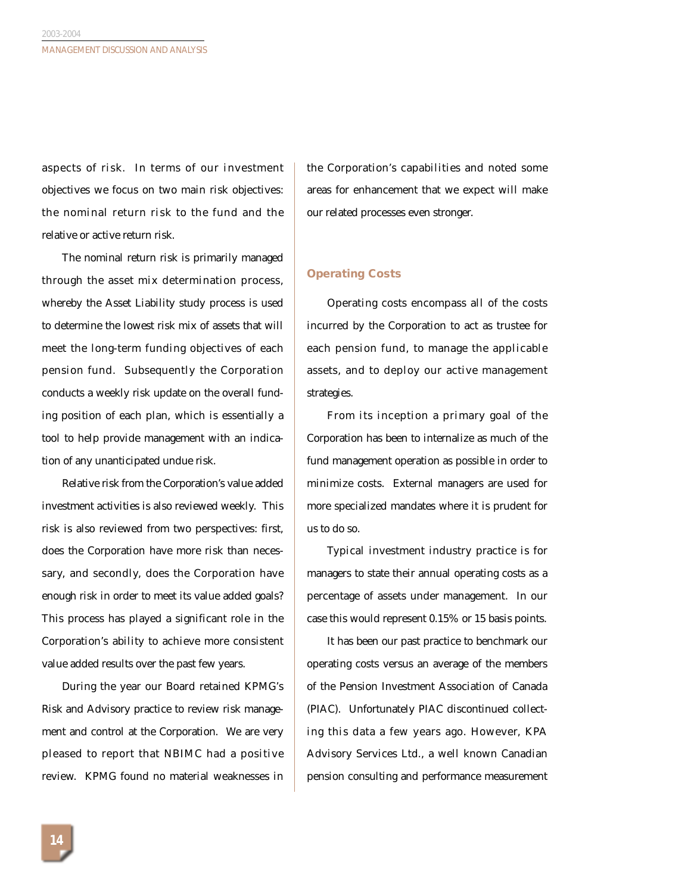aspects of risk. In terms of our investment objectives we focus on two main risk objectives: the nominal return risk to the fund and the relative or active return risk.

The nominal return risk is primarily managed through the asset mix determination process, whereby the Asset Liability study process is used to determine the lowest risk mix of assets that will meet the long-term funding objectives of each pension fund. Subsequently the Corporation conducts a weekly risk update on the overall funding position of each plan, which is essentially a tool to help provide management with an indication of any unanticipated undue risk.

Relative risk from the Corporation's value added investment activities is also reviewed weekly. This risk is also reviewed from two perspectives: first, does the Corporation have more risk than necessary, and secondly, does the Corporation have enough risk in order to meet its value added goals? This process has played a significant role in the Corporation's ability to achieve more consistent value added results over the past few years.

During the year our Board retained KPMG's Risk and Advisory practice to review risk management and control at the Corporation. We are very pleased to report that NBIMC had a positive review. KPMG found no material weaknesses in the Corporation's capabilities and noted some areas for enhancement that we expect will make our related processes even stronger.

## Operating Costs

Operating costs encompass all of the costs incurred by the Corporation to act as trustee for each pension fund, to manage the applicable assets, and to deploy our active management strategies.

From its inception a primary goal of the Corporation has been to internalize as much of the fund management operation as possible in order to minimize costs. External managers are used for more specialized mandates where it is prudent for us to do so.

Typical investment industry practice is for managers to state their annual operating costs as a percentage of assets under management. In our case this would represent 0.15% or 15 basis points.

It has been our past practice to benchmark our operating costs versus an average of the members of the Pension Investment Association of Canada (PIAC). Unfortunately PIAC discontinued collecting this data a few years ago. However, KPA Advisory Services Ltd., a well known Canadian pension consulting and performance measurement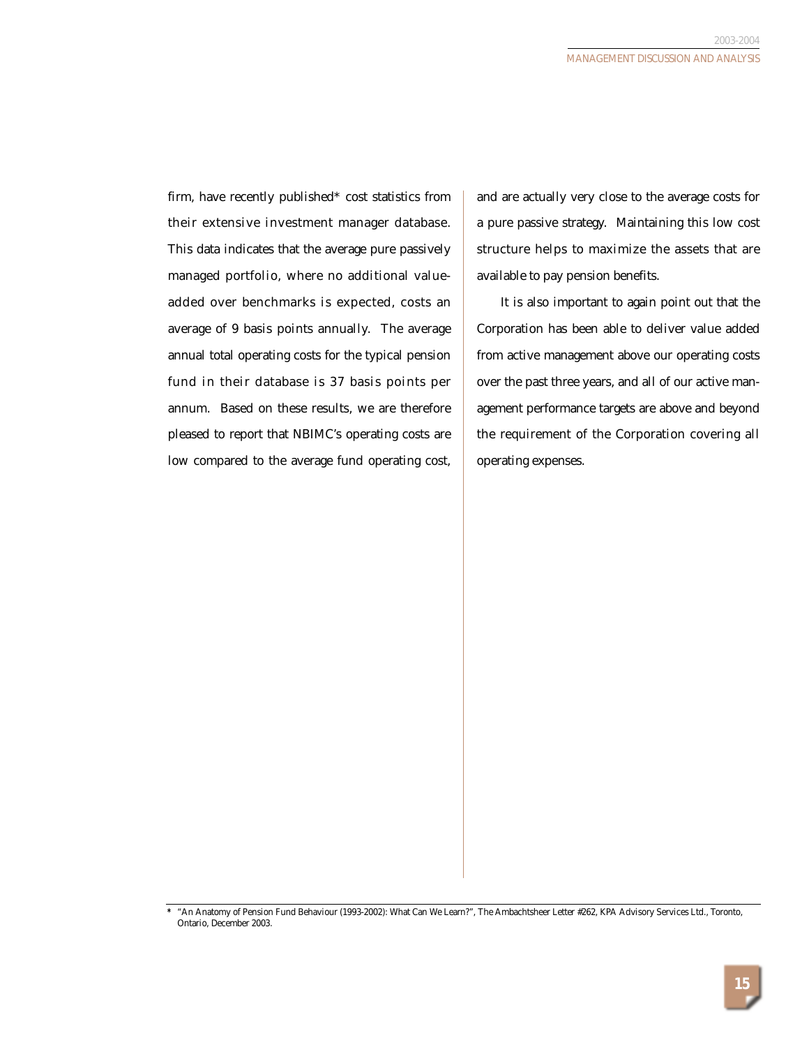firm, have recently published* cost statistics from their extensive investment manager database. This data indicates that the average pure passively managed portfolio, where no additional value-added over benchmarks is expected, costs an average of 9 basis points annually. The average annual total operating costs for the typical pension fund in their database is 37 basis points per annum. Based on these results, we are therefore pleased to report that NBIMC's operating costs are low compared to the average fund operating cost, and are actually very close to the average costs for a pure passive strategy. Maintaining this low cost structure helps to maximize the assets that are available to pay pension benefits.

It is also important to again point out that the Corporation has been able to deliver value added from active management above our operating costs over the past three years, and all of our active management performance targets are above and beyond the requirement of the Corporation covering all operating expenses.

\* "An Anatomy of Pension Fund Behaviour (1993-2002): What Can We Learn?", The Ambachtsheer Letter #262, KPA Advisory Services Ltd., Toronto, Ontario, December 2003.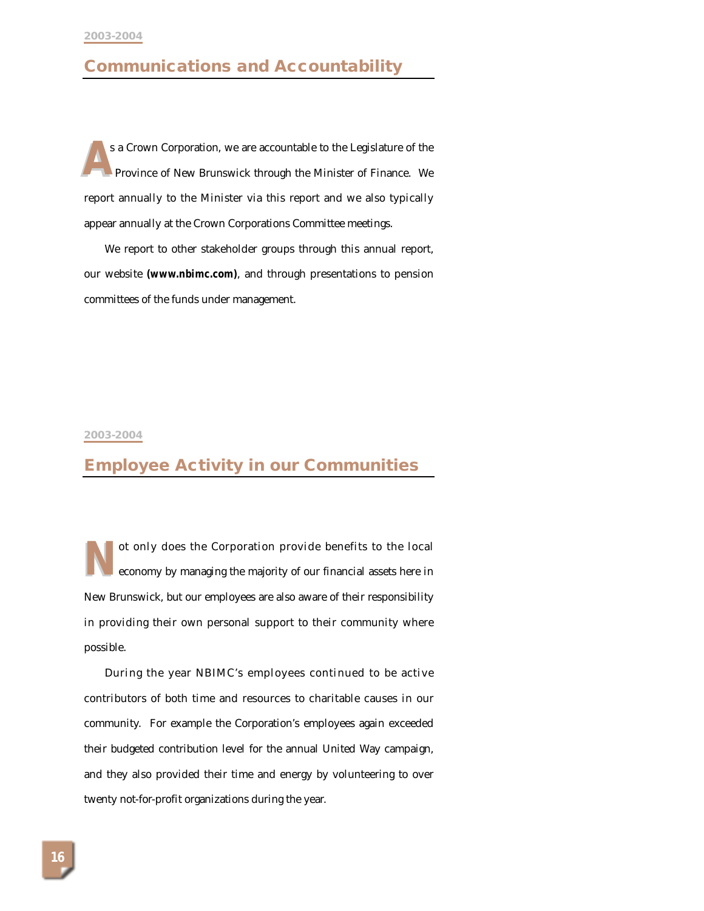2003-2004

## Communications and Accountability

As a Crown Corporation, we are accountable to the Legislature of the Province of New Brunswick through the Minister of Finance. We report annually to the Minister via this report and we also typically appear annually at the Crown Corporations Committee meetings.

We report to other stakeholder groups through this annual report, our website **(www.nbimc.com)**, and through presentations to pension committees of the funds under management.

2003-2004

## Employee Activity in our Communities

Not only does the Corporation provide benefits to the local economy by managing the majority of our financial assets here in New Brunswick, but our employees are also aware of their responsibility in providing their own personal support to their community where possible.

During the year NBIMC's employees continued to be active contributors of both time and resources to charitable causes in our community. For example the Corporation's employees again exceeded their budgeted contribution level for the annual United Way campaign, and they also provided their time and energy by volunteering to over twenty not-for-profit organizations during the year.